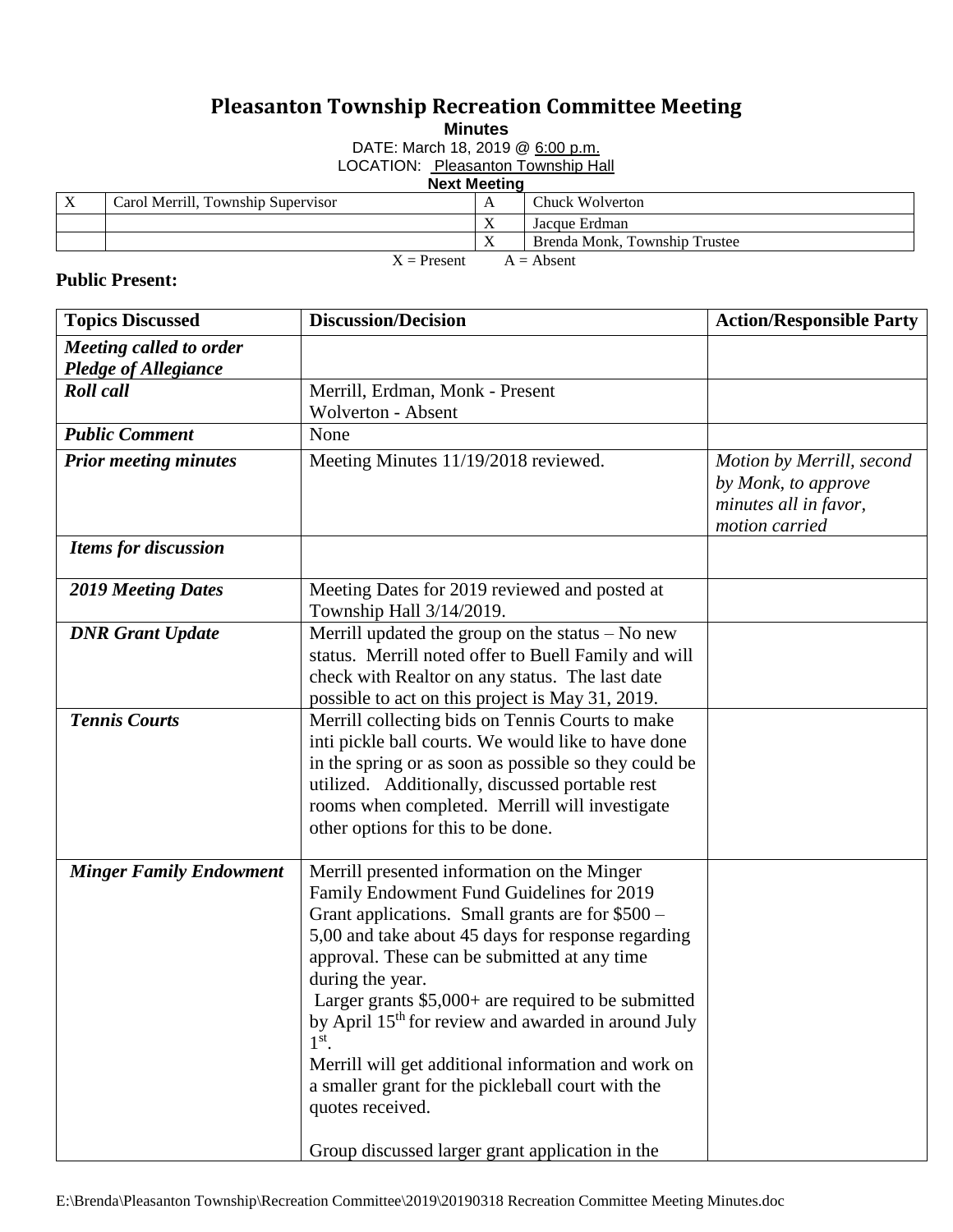# Pleasanton Township Recreation Committee Meeting

**Minutes**

DATE: March 18, 2019 @ 6:00 p.m.

LOCATION: Pleasanton Township Hall

**Next Meeting**

| | | | |
|---|---|---|---|
| X | Carol Merrill, Township Supervisor | A | Chuck Wolverton |
| | | X | Jacque Erdman |
| | | X | Brenda Monk, Township Trustee |

X = Present A = Absent

**Public Present:**

| Topics Discussed | Discussion/Decision | Action/Responsible Party |
|---|---|---|
| ***Meeting called to order Pledge of Allegiance*** | | |
| ***Roll call*** | Merrill, Erdman, Monk - Present<br>Wolverton - Absent | |
| ***Public Comment*** | None | |
| ***Prior meeting minutes*** | Meeting Minutes 11/19/2018 reviewed. | *Motion by Merrill, second by Monk, to approve minutes all in favor, motion carried* |
| ***Items for discussion*** | | |
| ***2019 Meeting Dates*** | Meeting Dates for 2019 reviewed and posted at Township Hall 3/14/2019. | |
| ***DNR Grant Update*** | Merrill updated the group on the status – No new status. Merrill noted offer to Buell Family and will check with Realtor on any status. The last date possible to act on this project is May 31, 2019. | |
| ***Tennis Courts*** | Merrill collecting bids on Tennis Courts to make inti pickle ball courts. We would like to have done in the spring or as soon as possible so they could be utilized. Additionally, discussed portable rest rooms when completed. Merrill will investigate other options for this to be done. | |
| ***Minger Family Endowment*** | Merrill presented information on the Minger Family Endowment Fund Guidelines for 2019 Grant applications. Small grants are for $500 – 5,00 and take about 45 days for response regarding approval. These can be submitted at any time during the year.<br>Larger grants $5,000+ are required to be submitted by April 15th for review and awarded in around July 1st.<br>Merrill will get additional information and work on a smaller grant for the pickleball court with the quotes received.<br><br>Group discussed larger grant application in the | |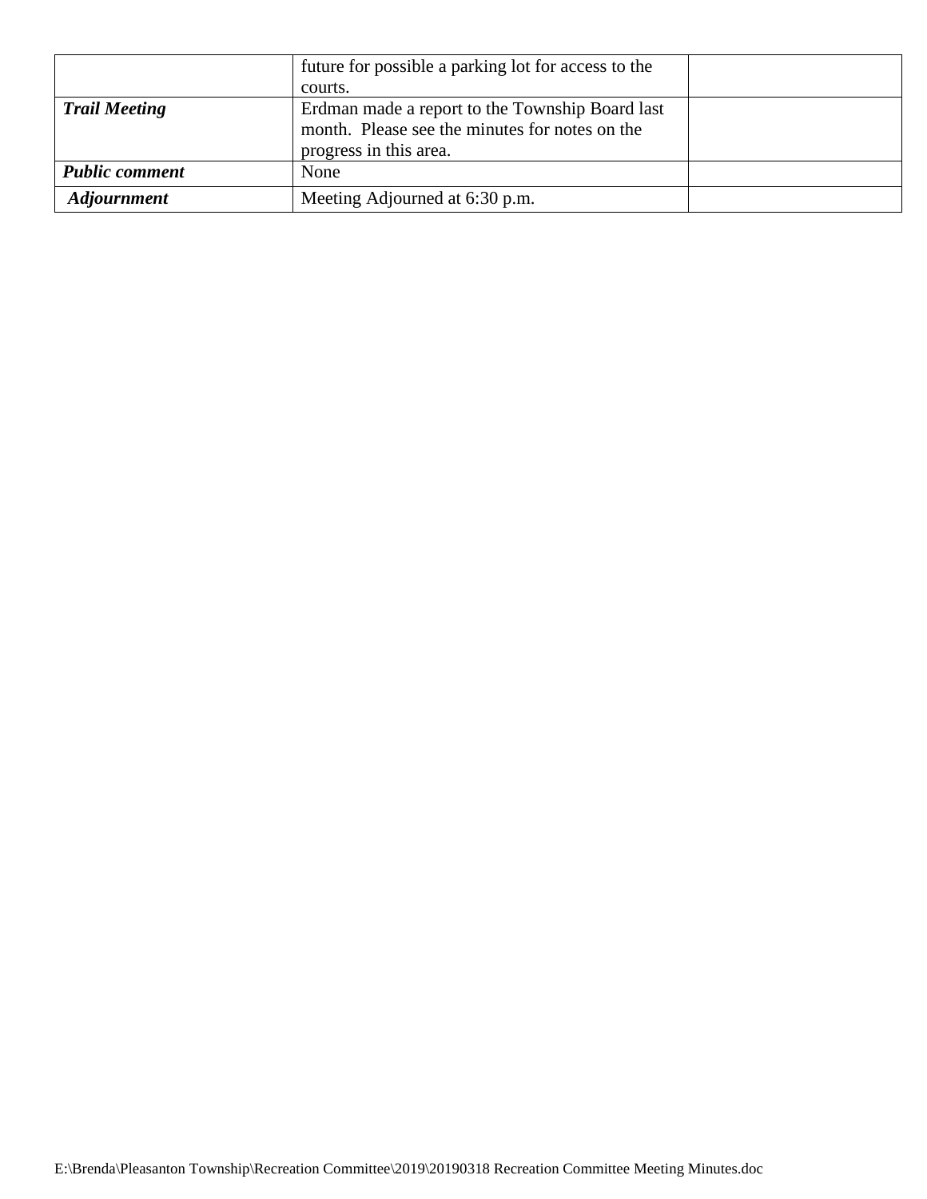| | | |
|---|---|---|
| | future for possible a parking lot for access to the courts. | |
| ***Trail Meeting*** | Erdman made a report to the Township Board last month. Please see the minutes for notes on the progress in this area. | |
| ***Public comment*** | None | |
| ***Adjournment*** | Meeting Adjourned at 6:30 p.m. | |

E:\Brenda\Pleasanton Township\Recreation Committee\2019\20190318 Recreation Committee Meeting Minutes.doc